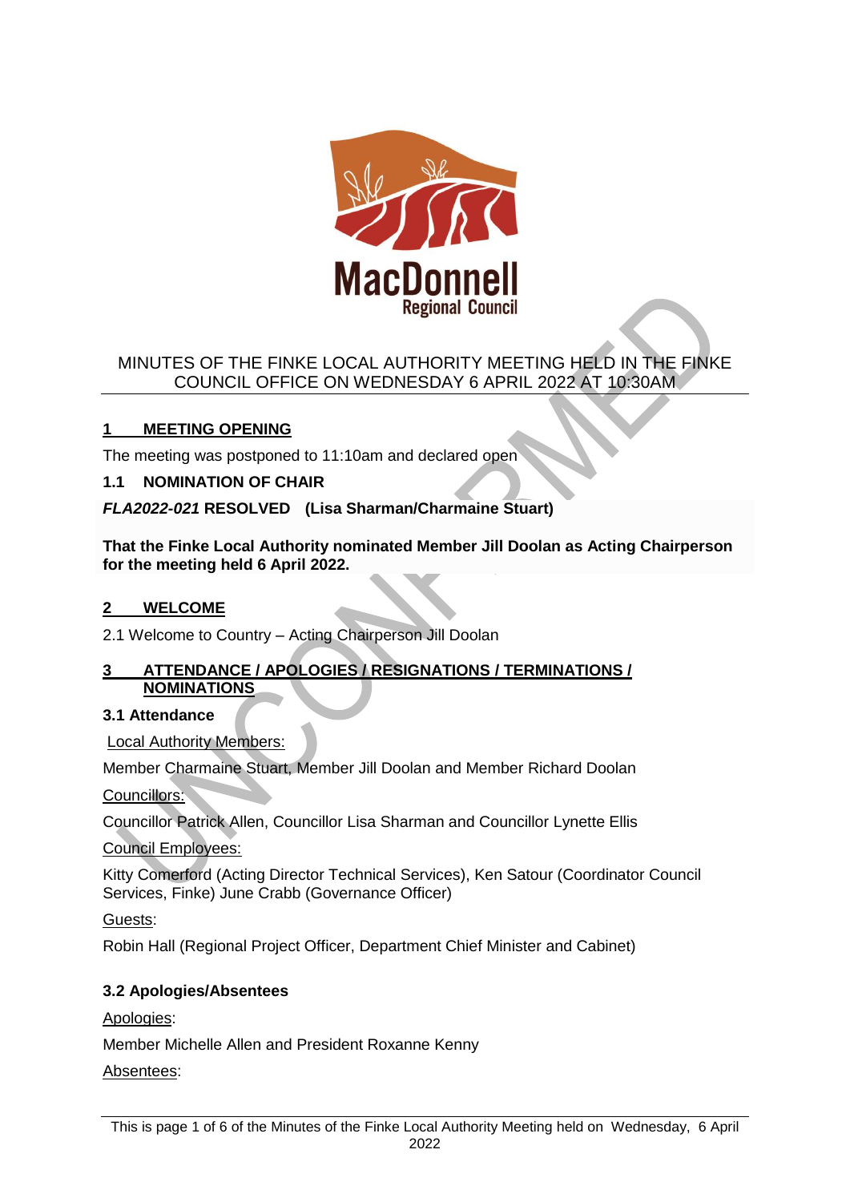MINUTES OF THE FINKE LOCAL AUTHORITY MEETING HELD IN THE FINKE COUNCIL OFFICE ON WEDNESDAY 6 APRIL 2022 AT 10:30AM

## 1 MEETING OPENING

The meeting was postponed to 11:10am and declared open

### 1.1 NOMINATION OF CHAIR

***FLA2022-021* RESOLVED (Lisa Sharman/Charmaine Stuart)**

**That the Finke Local Authority nominated Member Jill Doolan as Acting Chairperson for the meeting held 6 April 2022.**

## 2 WELCOME

2.1 Welcome to Country – Acting Chairperson Jill Doolan

## 3 ATTENDANCE / APOLOGIES / RESIGNATIONS / TERMINATIONS / NOMINATIONS

### 3.1 Attendance

Local Authority Members:

Member Charmaine Stuart, Member Jill Doolan and Member Richard Doolan

Councillors:

Councillor Patrick Allen, Councillor Lisa Sharman and Councillor Lynette Ellis

Council Employees:

Kitty Comerford (Acting Director Technical Services), Ken Satour (Coordinator Council Services, Finke) June Crabb (Governance Officer)

Guests:

Robin Hall (Regional Project Officer, Department Chief Minister and Cabinet)

### 3.2 Apologies/Absentees

Apologies:

Member Michelle Allen and President Roxanne Kenny

Absentees: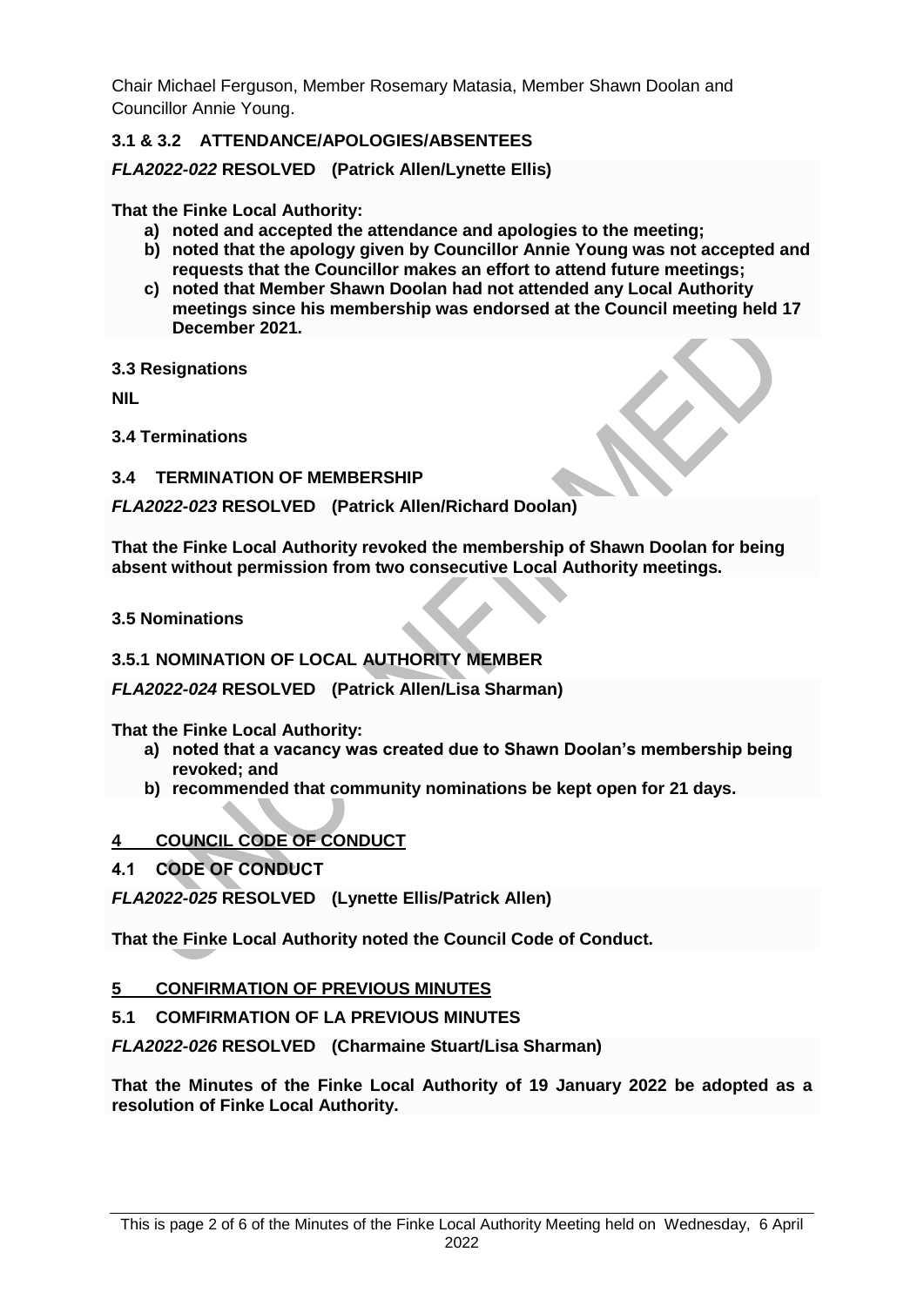Chair Michael Ferguson, Member Rosemary Matasia, Member Shawn Doolan and Councillor Annie Young.

### 3.1 & 3.2 ATTENDANCE/APOLOGIES/ABSENTEES

***FLA2022-022* RESOLVED (Patrick Allen/Lynette Ellis)**

**That the Finke Local Authority:**

- **a) noted and accepted the attendance and apologies to the meeting;**
- **b) noted that the apology given by Councillor Annie Young was not accepted and requests that the Councillor makes an effort to attend future meetings;**
- **c) noted that Member Shawn Doolan had not attended any Local Authority meetings since his membership was endorsed at the Council meeting held 17 December 2021.**

### 3.3 Resignations

**NIL**

### 3.4 Terminations

### 3.4 TERMINATION OF MEMBERSHIP

***FLA2022-023* RESOLVED (Patrick Allen/Richard Doolan)**

**That the Finke Local Authority revoked the membership of Shawn Doolan for being absent without permission from two consecutive Local Authority meetings.**

### 3.5 Nominations

### 3.5.1 NOMINATION OF LOCAL AUTHORITY MEMBER

***FLA2022-024* RESOLVED (Patrick Allen/Lisa Sharman)**

**That the Finke Local Authority:**

- **a) noted that a vacancy was created due to Shawn Doolan's membership being revoked; and**
- **b) recommended that community nominations be kept open for 21 days.**

## 4 COUNCIL CODE OF CONDUCT

### 4.1 CODE OF CONDUCT

***FLA2022-025* RESOLVED (Lynette Ellis/Patrick Allen)**

**That the Finke Local Authority noted the Council Code of Conduct.**

## 5 CONFIRMATION OF PREVIOUS MINUTES

### 5.1 COMFIRMATION OF LA PREVIOUS MINUTES

***FLA2022-026* RESOLVED (Charmaine Stuart/Lisa Sharman)**

**That the Minutes of the Finke Local Authority of 19 January 2022 be adopted as a resolution of Finke Local Authority.**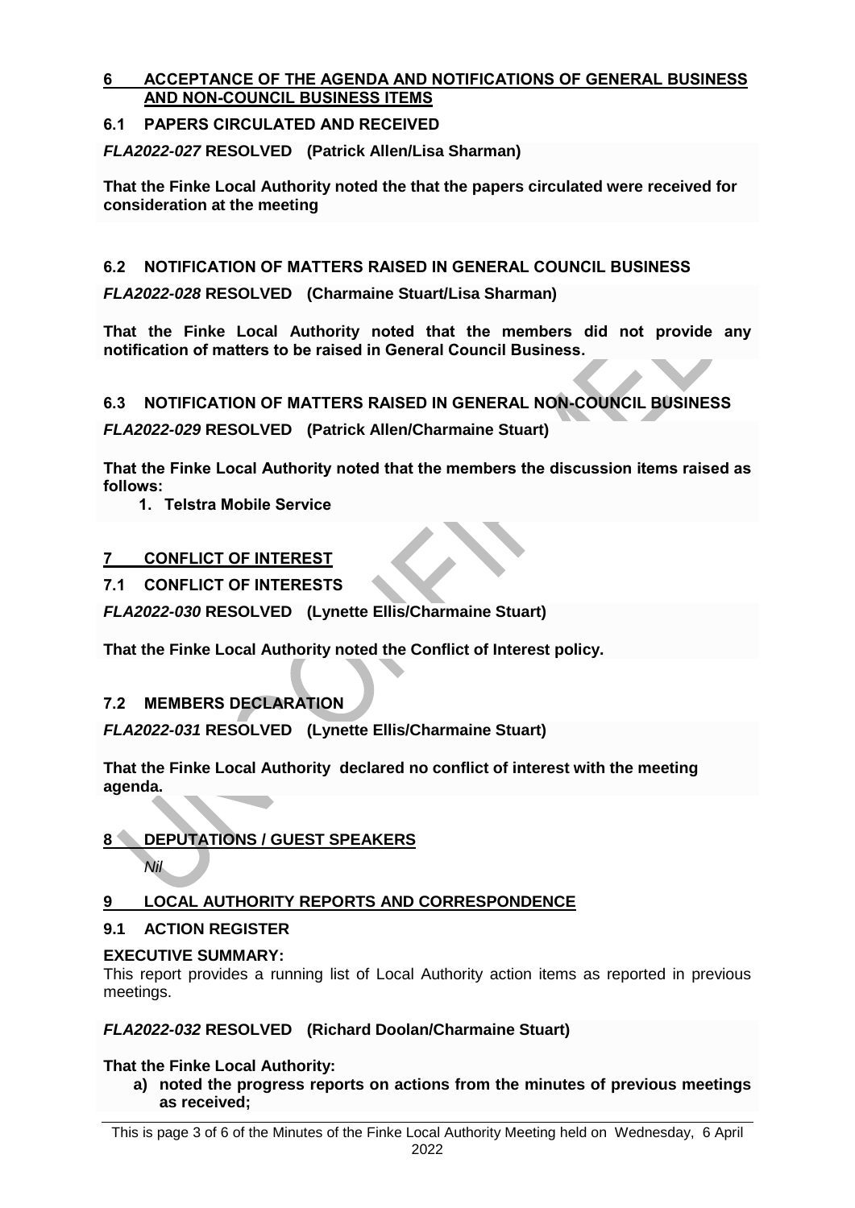## 6 ACCEPTANCE OF THE AGENDA AND NOTIFICATIONS OF GENERAL BUSINESS AND NON-COUNCIL BUSINESS ITEMS

### 6.1 PAPERS CIRCULATED AND RECEIVED

***FLA2022-027* RESOLVED (Patrick Allen/Lisa Sharman)**

**That the Finke Local Authority noted the that the papers circulated were received for consideration at the meeting**

### 6.2 NOTIFICATION OF MATTERS RAISED IN GENERAL COUNCIL BUSINESS

***FLA2022-028* RESOLVED (Charmaine Stuart/Lisa Sharman)**

**That the Finke Local Authority noted that the members did not provide any notification of matters to be raised in General Council Business.**

### 6.3 NOTIFICATION OF MATTERS RAISED IN GENERAL NON-COUNCIL BUSINESS

***FLA2022-029* RESOLVED (Patrick Allen/Charmaine Stuart)**

**That the Finke Local Authority noted that the members the discussion items raised as follows:**

1. **Telstra Mobile Service**

## 7 CONFLICT OF INTEREST

### 7.1 CONFLICT OF INTERESTS

***FLA2022-030* RESOLVED (Lynette Ellis/Charmaine Stuart)**

**That the Finke Local Authority noted the Conflict of Interest policy.**

### 7.2 MEMBERS DECLARATION

***FLA2022-031* RESOLVED (Lynette Ellis/Charmaine Stuart)**

**That the Finke Local Authority declared no conflict of interest with the meeting agenda.**

## 8 DEPUTATIONS / GUEST SPEAKERS

*Nil*

## 9 LOCAL AUTHORITY REPORTS AND CORRESPONDENCE

### 9.1 ACTION REGISTER

**EXECUTIVE SUMMARY:**

This report provides a running list of Local Authority action items as reported in previous meetings.

***FLA2022-032* RESOLVED (Richard Doolan/Charmaine Stuart)**

**That the Finke Local Authority:**

a) **noted the progress reports on actions from the minutes of previous meetings as received;**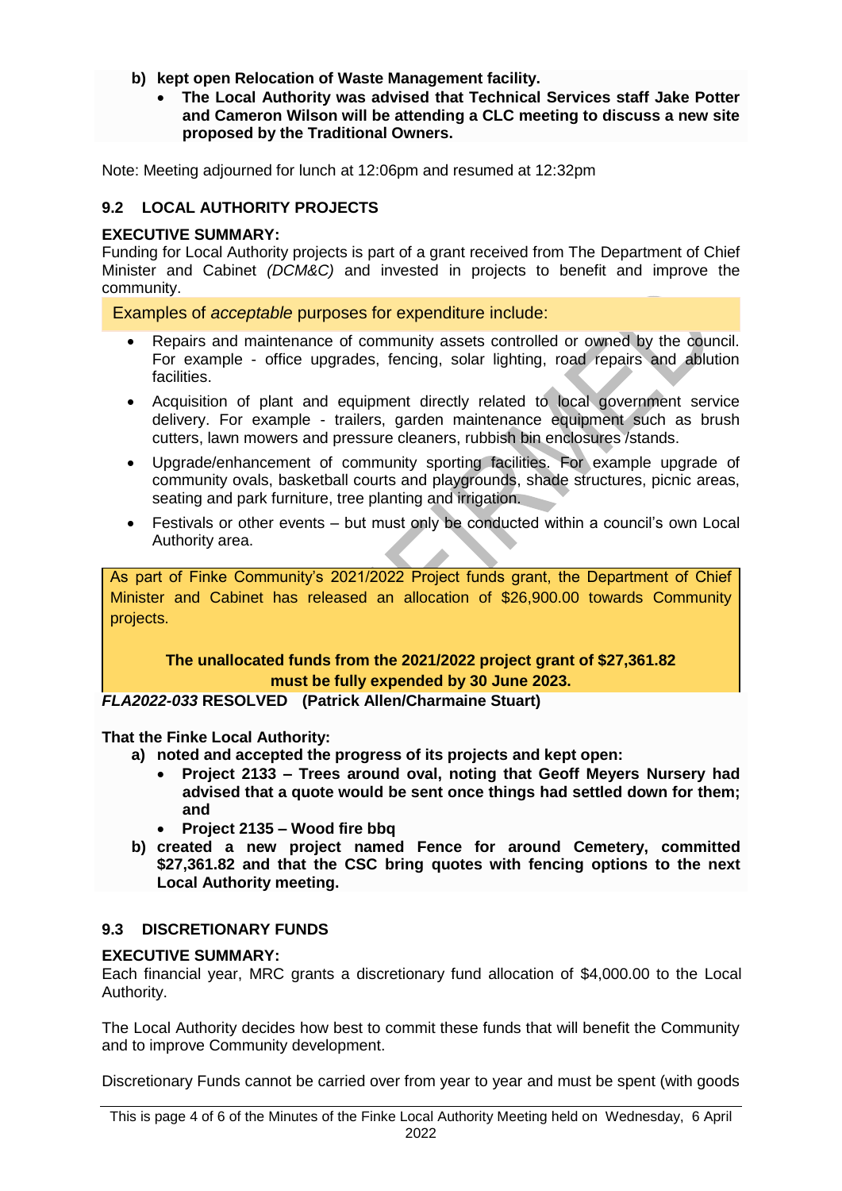**b) kept open Relocation of Waste Management facility.**

- **The Local Authority was advised that Technical Services staff Jake Potter and Cameron Wilson will be attending a CLC meeting to discuss a new site proposed by the Traditional Owners.**

Note: Meeting adjourned for lunch at 12:06pm and resumed at 12:32pm

### 9.2 LOCAL AUTHORITY PROJECTS

**EXECUTIVE SUMMARY:**

Funding for Local Authority projects is part of a grant received from The Department of Chief Minister and Cabinet *(DCM&C)* and invested in projects to benefit and improve the community.

Examples of *acceptable* purposes for expenditure include:

- Repairs and maintenance of community assets controlled or owned by the council. For example - office upgrades, fencing, solar lighting, road repairs and ablution facilities.
- Acquisition of plant and equipment directly related to local government service delivery. For example - trailers, garden maintenance equipment such as brush cutters, lawn mowers and pressure cleaners, rubbish bin enclosures /stands.
- Upgrade/enhancement of community sporting facilities. For example upgrade of community ovals, basketball courts and playgrounds, shade structures, picnic areas, seating and park furniture, tree planting and irrigation.
- Festivals or other events – but must only be conducted within a council's own Local Authority area.

As part of Finke Community's 2021/2022 Project funds grant, the Department of Chief Minister and Cabinet has released an allocation of $26,900.00 towards Community projects.

**The unallocated funds from the 2021/2022 project grant of $27,361.82 must be fully expended by 30 June 2023.**

***FLA2022-033*** **RESOLVED (Patrick Allen/Charmaine Stuart)**

**That the Finke Local Authority:**

**a) noted and accepted the progress of its projects and kept open:**

- **Project 2133 – Trees around oval, noting that Geoff Meyers Nursery had advised that a quote would be sent once things had settled down for them; and**
- **Project 2135 – Wood fire bbq**

**b) created a new project named Fence for around Cemetery, committed $27,361.82 and that the CSC bring quotes with fencing options to the next Local Authority meeting.**

### 9.3 DISCRETIONARY FUNDS

**EXECUTIVE SUMMARY:**

Each financial year, MRC grants a discretionary fund allocation of $4,000.00 to the Local Authority.

The Local Authority decides how best to commit these funds that will benefit the Community and to improve Community development.

Discretionary Funds cannot be carried over from year to year and must be spent (with goods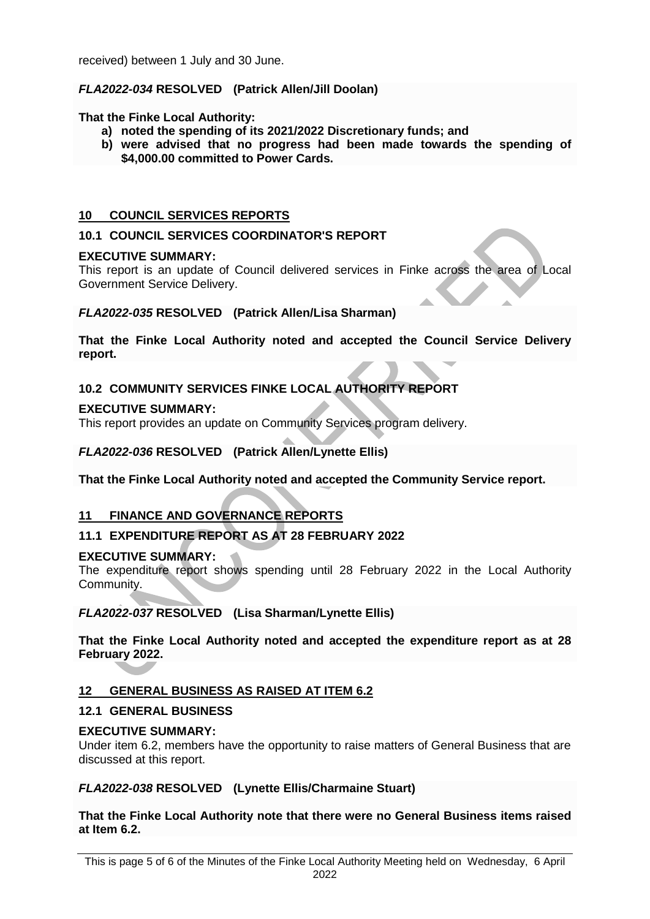received) between 1 July and 30 June.

***FLA2022-034* RESOLVED (Patrick Allen/Jill Doolan)**

**That the Finke Local Authority:**

- **a) noted the spending of its 2021/2022 Discretionary funds; and**
- **b) were advised that no progress had been made towards the spending of $4,000.00 committed to Power Cards.**

## 10 COUNCIL SERVICES REPORTS

### 10.1 COUNCIL SERVICES COORDINATOR'S REPORT

**EXECUTIVE SUMMARY:**

This report is an update of Council delivered services in Finke across the area of Local Government Service Delivery.

***FLA2022-035* RESOLVED (Patrick Allen/Lisa Sharman)**

**That the Finke Local Authority noted and accepted the Council Service Delivery report.**

### 10.2 COMMUNITY SERVICES FINKE LOCAL AUTHORITY REPORT

**EXECUTIVE SUMMARY:**

This report provides an update on Community Services program delivery.

***FLA2022-036* RESOLVED (Patrick Allen/Lynette Ellis)**

**That the Finke Local Authority noted and accepted the Community Service report.**

## 11 FINANCE AND GOVERNANCE REPORTS

### 11.1 EXPENDITURE REPORT AS AT 28 FEBRUARY 2022

**EXECUTIVE SUMMARY:**

The expenditure report shows spending until 28 February 2022 in the Local Authority Community.

***FLA2022-037* RESOLVED (Lisa Sharman/Lynette Ellis)**

**That the Finke Local Authority noted and accepted the expenditure report as at 28 February 2022.**

## 12 GENERAL BUSINESS AS RAISED AT ITEM 6.2

### 12.1 GENERAL BUSINESS

**EXECUTIVE SUMMARY:**

Under item 6.2, members have the opportunity to raise matters of General Business that are discussed at this report.

***FLA2022-038* RESOLVED (Lynette Ellis/Charmaine Stuart)**

**That the Finke Local Authority note that there were no General Business items raised at Item 6.2.**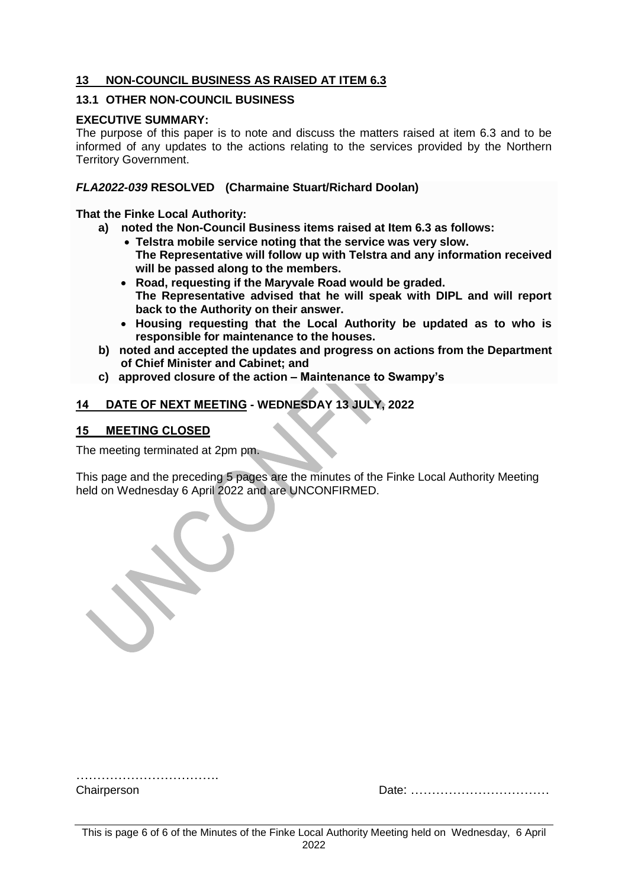## 13 NON-COUNCIL BUSINESS AS RAISED AT ITEM 6.3

### 13.1 OTHER NON-COUNCIL BUSINESS

**EXECUTIVE SUMMARY:**
The purpose of this paper is to note and discuss the matters raised at item 6.3 and to be informed of any updates to the actions relating to the services provided by the Northern Territory Government.

***FLA2022-039*** **RESOLVED (Charmaine Stuart/Richard Doolan)**

**That the Finke Local Authority:**

- **a) noted the Non-Council Business items raised at Item 6.3 as follows:**
  - **Telstra mobile service noting that the service was very slow. The Representative will follow up with Telstra and any information received will be passed along to the members.**
  - **Road, requesting if the Maryvale Road would be graded. The Representative advised that he will speak with DIPL and will report back to the Authority on their answer.**
  - **Housing requesting that the Local Authority be updated as to who is responsible for maintenance to the houses.**
- **b) noted and accepted the updates and progress on actions from the Department of Chief Minister and Cabinet; and**
- **c) approved closure of the action – Maintenance to Swampy's**

## 14 DATE OF NEXT MEETING - WEDNESDAY 13 JULY, 2022

## 15 MEETING CLOSED

The meeting terminated at 2pm pm.

This page and the preceding 5 pages are the minutes of the Finke Local Authority Meeting held on Wednesday 6 April 2022 and are UNCONFIRMED.

…………………………….
Chairperson

Date: ……………………………